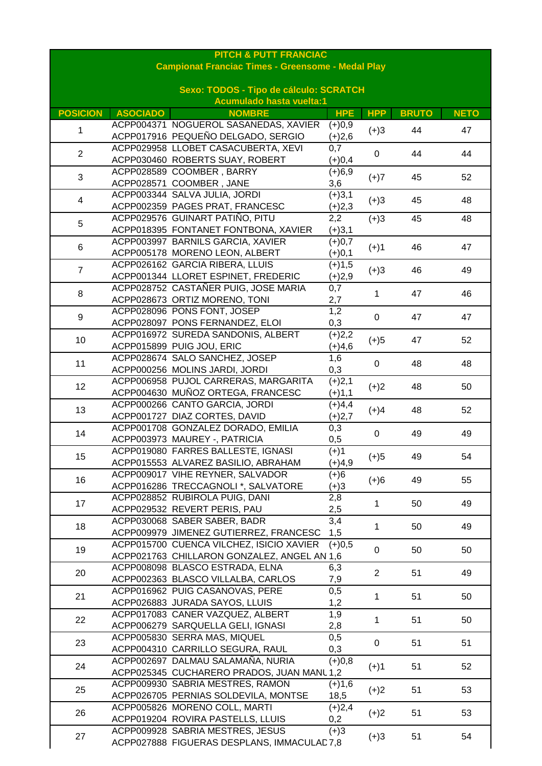**PITCH & PUTT FRANCIAC**

**Campionat Franciac Times - Greensome - Medal Play**

**Sexo: TODOS - Tipo de cálculo: SCRATCH**

**Acumulado hasta vuelta:1**

| POSICION | ASOCIADO | NOMBRE | HPE | HPP | BRUTO | NETO |
|---|---|---|---|---|---|---|
| 1 | ACPP004371<br>ACPP017916 | NOGUEROL SASANEDAS, XAVIER<br>PEQUEÑO DELGADO, SERGIO | (+)0,9<br>(+)2,6 | (+)3 | 44 | 47 |
| 2 | ACPP029958<br>ACPP030460 | LLOBET CASACUBERTA, XEVI<br>ROBERTS SUAY, ROBERT | 0,7<br>(+)0,4 | 0 | 44 | 44 |
| 3 | ACPP028589<br>ACPP028571 | COOMBER , BARRY<br>COOMBER , JANE | (+)6,9<br>3,6 | (+)7 | 45 | 52 |
| 4 | ACPP003344<br>ACPP002359 | SALVA JULIA, JORDI<br>PAGES PRAT, FRANCESC | (+)3,1<br>(+)2,3 | (+)3 | 45 | 48 |
| 5 | ACPP029576<br>ACPP018395 | GUINART PATIÑO, PITU<br>FONTANET FONTBONA, XAVIER | 2,2<br>(+)3,1 | (+)3 | 45 | 48 |
| 6 | ACPP003997<br>ACPP005178 | BARNILS GARCIA, XAVIER<br>MORENO LEON, ALBERT | (+)0,7<br>(+)0,1 | (+)1 | 46 | 47 |
| 7 | ACPP026162<br>ACPP001344 | GARCIA RIBERA, LLUIS<br>LLORET ESPINET, FREDERIC | (+)1,5<br>(+)2,9 | (+)3 | 46 | 49 |
| 8 | ACPP028752<br>ACPP028673 | CASTAÑER PUIG, JOSE MARIA<br>ORTIZ MORENO, TONI | 0,7<br>2,7 | 1 | 47 | 46 |
| 9 | ACPP028096<br>ACPP028097 | PONS FONT, JOSEP<br>PONS FERNANDEZ, ELOI | 1,2<br>0,3 | 0 | 47 | 47 |
| 10 | ACPP016972<br>ACPP015899 | SUREDA SANDONIS, ALBERT<br>PUIG JOU, ERIC | (+)2,2<br>(+)4,6 | (+)5 | 47 | 52 |
| 11 | ACPP028674<br>ACPP000256 | SALO SANCHEZ, JOSEP<br>MOLINS JARDI, JORDI | 1,6<br>0,3 | 0 | 48 | 48 |
| 12 | ACPP006958<br>ACPP004630 | PUJOL CARRERAS, MARGARITA<br>MUÑOZ ORTEGA, FRANCESC | (+)2,1<br>(+)1,1 | (+)2 | 48 | 50 |
| 13 | ACPP000266<br>ACPP001727 | CANTO GARCIA, JORDI<br>DIAZ CORTES, DAVID | (+)4,4<br>(+)2,7 | (+)4 | 48 | 52 |
| 14 | ACPP001708<br>ACPP003973 | GONZALEZ DORADO, EMILIA<br>MAUREY -, PATRICIA | 0,3<br>0,5 | 0 | 49 | 49 |
| 15 | ACPP019080<br>ACPP015553 | FARRES BALLESTE, IGNASI<br>ALVAREZ BASILIO, ABRAHAM | (+)1<br>(+)4,9 | (+)5 | 49 | 54 |
| 16 | ACPP009017<br>ACPP016286 | VIHE REYNER, SALVADOR<br>TRECCAGNOLI *, SALVATORE | (+)6<br>(+)3 | (+)6 | 49 | 55 |
| 17 | ACPP028852<br>ACPP029532 | RUBIROLA PUIG, DANI<br>REVERT PERIS, PAU | 2,8<br>2,5 | 1 | 50 | 49 |
| 18 | ACPP030068<br>ACPP009979 | SABER SABER, BADR<br>JIMENEZ GUTIERREZ, FRANCESC | 3,4<br>1,5 | 1 | 50 | 49 |
| 19 | ACPP015700<br>ACPP021763 | CUENCA VILCHEZ, ISICIO XAVIER<br>CHILLARON GONZALEZ, ANGEL AN | (+)0,5<br>1,6 | 0 | 50 | 50 |
| 20 | ACPP008098<br>ACPP002363 | BLASCO ESTRADA, ELNA<br>BLASCO VILLALBA, CARLOS | 6,3<br>7,9 | 2 | 51 | 49 |
| 21 | ACPP016962<br>ACPP026883 | PUIG CASANOVAS, PERE<br>JURADA SAYOS, LLUIS | 0,5<br>1,2 | 1 | 51 | 50 |
| 22 | ACPP017083<br>ACPP006279 | CANER VAZQUEZ, ALBERT<br>SARQUELLA GELI, IGNASI | 1,9<br>2,8 | 1 | 51 | 50 |
| 23 | ACPP005830<br>ACPP004310 | SERRA MAS, MIQUEL<br>CARRILLO SEGURA, RAUL | 0,5<br>0,3 | 0 | 51 | 51 |
| 24 | ACPP002697<br>ACPP025345 | DALMAU SALAMAÑA, NURIA<br>CUCHARERO PRADOS, JUAN MANU | (+)0,8<br>1,2 | (+)1 | 51 | 52 |
| 25 | ACPP009930<br>ACPP026705 | SABRIA MESTRES, RAMON<br>PERNIAS SOLDEVILA, MONTSE | (+)1,6<br>18,5 | (+)2 | 51 | 53 |
| 26 | ACPP005826<br>ACPP019204 | MORENO COLL, MARTI<br>ROVIRA PASTELLS, LLUIS | (+)2,4<br>0,2 | (+)2 | 51 | 53 |
| 27 | ACPP009928<br>ACPP027888 | SABRIA MESTRES, JESUS<br>FIGUERAS DESPLANS, IMMACULAD | (+)3<br>7,8 | (+)3 | 51 | 54 |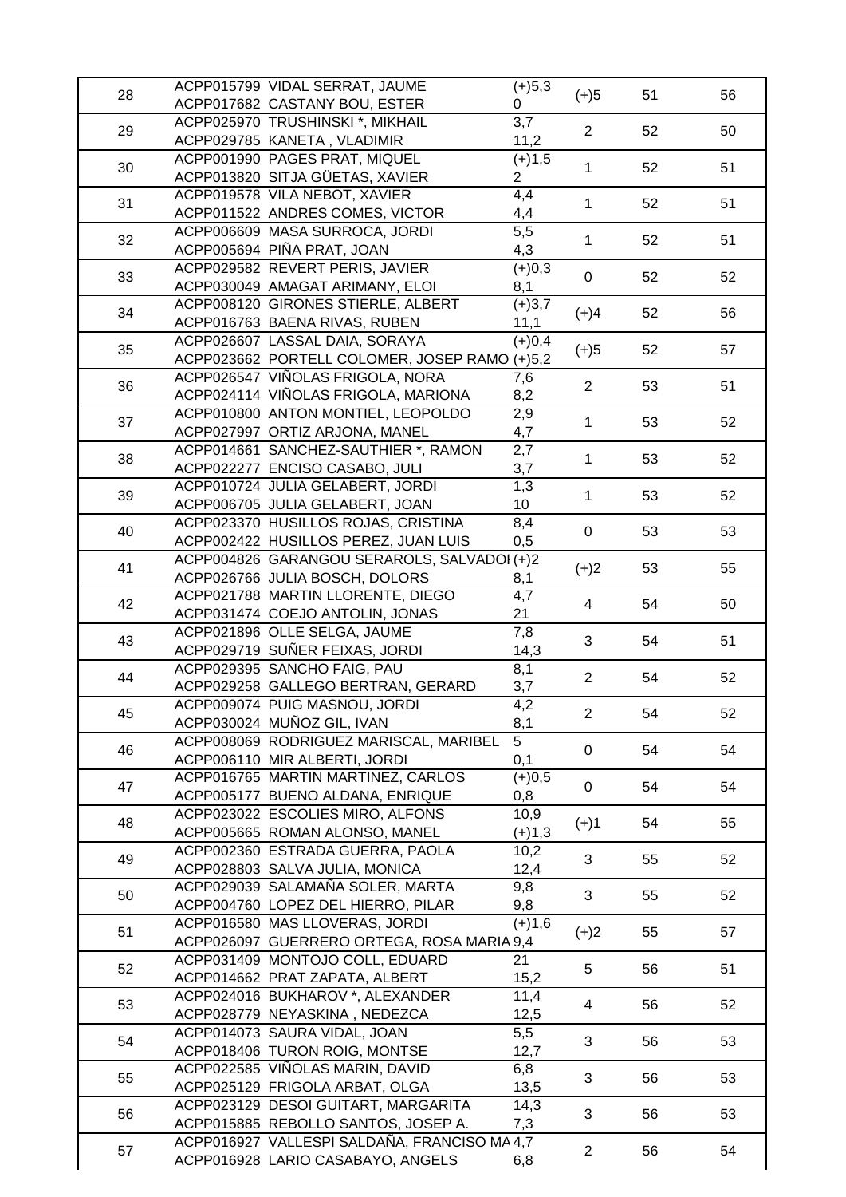| | | | | | |
|---|---|---|---|---|---|
| 28 | ACPP015799 VIDAL SERRAT, JAUME<br>ACPP017682 CASTANY BOU, ESTER | (+)5,3<br>0 | (+)5 | 51 | 56 |
| 29 | ACPP025970 TRUSHINSKI *, MIKHAIL<br>ACPP029785 KANETA , VLADIMIR | 3,7<br>11,2 | 2 | 52 | 50 |
| 30 | ACPP001990 PAGES PRAT, MIQUEL<br>ACPP013820 SITJA GÜETAS, XAVIER | (+)1,5<br>2 | 1 | 52 | 51 |
| 31 | ACPP019578 VILA NEBOT, XAVIER<br>ACPP011522 ANDRES COMES, VICTOR | 4,4<br>4,4 | 1 | 52 | 51 |
| 32 | ACPP006609 MASA SURROCA, JORDI<br>ACPP005694 PIÑA PRAT, JOAN | 5,5<br>4,3 | 1 | 52 | 51 |
| 33 | ACPP029582 REVERT PERIS, JAVIER<br>ACPP030049 AMAGAT ARIMANY, ELOI | (+)0,3<br>8,1 | 0 | 52 | 52 |
| 34 | ACPP008120 GIRONES STIERLE, ALBERT<br>ACPP016763 BAENA RIVAS, RUBEN | (+)3,7<br>11,1 | (+)4 | 52 | 56 |
| 35 | ACPP026607 LASSAL DAIA, SORAYA<br>ACPP023662 PORTELL COLOMER, JOSEP RAMO | (+)0,4<br>(+)5,2 | (+)5 | 52 | 57 |
| 36 | ACPP026547 VIÑOLAS FRIGOLA, NORA<br>ACPP024114 VIÑOLAS FRIGOLA, MARIONA | 7,6<br>8,2 | 2 | 53 | 51 |
| 37 | ACPP010800 ANTON MONTIEL, LEOPOLDO<br>ACPP027997 ORTIZ ARJONA, MANEL | 2,9<br>4,7 | 1 | 53 | 52 |
| 38 | ACPP014661 SANCHEZ-SAUTHIER *, RAMON<br>ACPP022277 ENCISO CASABO, JULI | 2,7<br>3,7 | 1 | 53 | 52 |
| 39 | ACPP010724 JULIA GELABERT, JORDI<br>ACPP006705 JULIA GELABERT, JOAN | 1,3<br>10 | 1 | 53 | 52 |
| 40 | ACPP023370 HUSILLOS ROJAS, CRISTINA<br>ACPP002422 HUSILLOS PEREZ, JUAN LUIS | 8,4<br>0,5 | 0 | 53 | 53 |
| 41 | ACPP004826 GARANGOU SERAROLS, SALVADOI<br>ACPP026766 JULIA BOSCH, DOLORS | (+)2<br>8,1 | (+)2 | 53 | 55 |
| 42 | ACPP021788 MARTIN LLORENTE, DIEGO<br>ACPP031474 COEJO ANTOLIN, JONAS | 4,7<br>21 | 4 | 54 | 50 |
| 43 | ACPP021896 OLLE SELGA, JAUME<br>ACPP029719 SUÑER FEIXAS, JORDI | 7,8<br>14,3 | 3 | 54 | 51 |
| 44 | ACPP029395 SANCHO FAIG, PAU<br>ACPP029258 GALLEGO BERTRAN, GERARD | 8,1<br>3,7 | 2 | 54 | 52 |
| 45 | ACPP009074 PUIG MASNOU, JORDI<br>ACPP030024 MUÑOZ GIL, IVAN | 4,2<br>8,1 | 2 | 54 | 52 |
| 46 | ACPP008069 RODRIGUEZ MARISCAL, MARIBEL<br>ACPP006110 MIR ALBERTI, JORDI | 5<br>0,1 | 0 | 54 | 54 |
| 47 | ACPP016765 MARTIN MARTINEZ, CARLOS<br>ACPP005177 BUENO ALDANA, ENRIQUE | (+)0,5<br>0,8 | 0 | 54 | 54 |
| 48 | ACPP023022 ESCOLIES MIRO, ALFONS<br>ACPP005665 ROMAN ALONSO, MANEL | 10,9<br>(+)1,3 | (+)1 | 54 | 55 |
| 49 | ACPP002360 ESTRADA GUERRA, PAOLA<br>ACPP028803 SALVA JULIA, MONICA | 10,2<br>12,4 | 3 | 55 | 52 |
| 50 | ACPP029039 SALAMAÑA SOLER, MARTA<br>ACPP004760 LOPEZ DEL HIERRO, PILAR | 9,8<br>9,8 | 3 | 55 | 52 |
| 51 | ACPP016580 MAS LLOVERAS, JORDI<br>ACPP026097 GUERRERO ORTEGA, ROSA MARIA | (+)1,6<br>9,4 | (+)2 | 55 | 57 |
| 52 | ACPP031409 MONTOJO COLL, EDUARD<br>ACPP014662 PRAT ZAPATA, ALBERT | 21<br>15,2 | 5 | 56 | 51 |
| 53 | ACPP024016 BUKHAROV *, ALEXANDER<br>ACPP028779 NEYASKINA , NEDEZCA | 11,4<br>12,5 | 4 | 56 | 52 |
| 54 | ACPP014073 SAURA VIDAL, JOAN<br>ACPP018406 TURON ROIG, MONTSE | 5,5<br>12,7 | 3 | 56 | 53 |
| 55 | ACPP022585 VIÑOLAS MARIN, DAVID<br>ACPP025129 FRIGOLA ARBAT, OLGA | 6,8<br>13,5 | 3 | 56 | 53 |
| 56 | ACPP023129 DESOI GUITART, MARGARITA<br>ACPP015885 REBOLLO SANTOS, JOSEP A. | 14,3<br>7,3 | 3 | 56 | 53 |
| 57 | ACPP016927 VALLESPI SALDAÑA, FRANCISCO MA<br>ACPP016928 LARIO CASABAYO, ANGELS | 4,7<br>6,8 | 2 | 56 | 54 |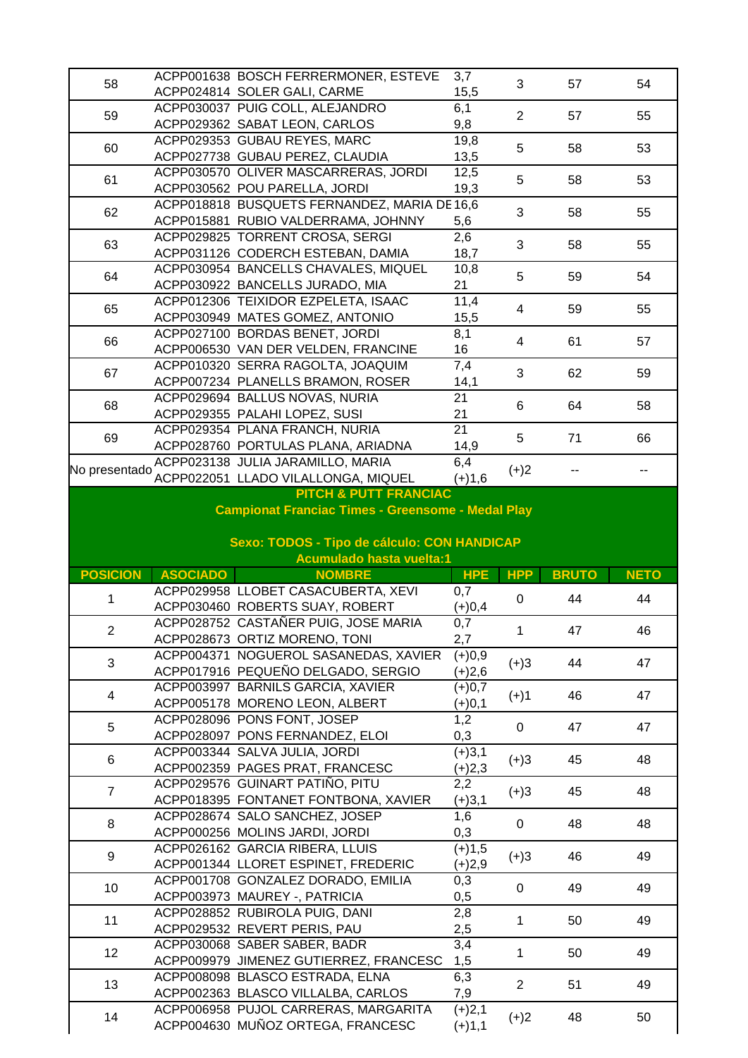| POSICION | ASOCIADO | NOMBRE | HPE | HPP | BRUTO | NETO |
|---|---|---|---|---|---|---|
| 58 | ACPP001638<br>ACPP024814 | BOSCH FERRERMONER, ESTEVE<br>SOLER GALI, CARME | 3,7<br>15,5 | 3 | 57 | 54 |
| 59 | ACPP030037<br>ACPP029362 | PUIG COLL, ALEJANDRO<br>SABAT LEON, CARLOS | 6,1<br>9,8 | 2 | 57 | 55 |
| 60 | ACPP029353<br>ACPP027738 | GUBAU REYES, MARC<br>GUBAU PEREZ, CLAUDIA | 19,8<br>13,5 | 5 | 58 | 53 |
| 61 | ACPP030570<br>ACPP030562 | OLIVER MASCARRERAS, JORDI<br>POU PARELLA, JORDI | 12,5<br>19,3 | 5 | 58 | 53 |
| 62 | ACPP018818<br>ACPP015881 | BUSQUETS FERNANDEZ, MARIA DE<br>RUBIO VALDERRAMA, JOHNNY | 16,6<br>5,6 | 3 | 58 | 55 |
| 63 | ACPP029825<br>ACPP031126 | TORRENT CROSA, SERGI<br>CODERCH ESTEBAN, DAMIA | 2,6<br>18,7 | 3 | 58 | 55 |
| 64 | ACPP030954<br>ACPP030922 | BANCELLS CHAVALES, MIQUEL<br>BANCELLS JURADO, MIA | 10,8<br>21 | 5 | 59 | 54 |
| 65 | ACPP012306<br>ACPP030949 | TEIXIDOR EZPELETA, ISAAC<br>MATES GOMEZ, ANTONIO | 11,4<br>15,5 | 4 | 59 | 55 |
| 66 | ACPP027100<br>ACPP006530 | BORDAS BENET, JORDI<br>VAN DER VELDEN, FRANCINE | 8,1<br>16 | 4 | 61 | 57 |
| 67 | ACPP010320<br>ACPP007234 | SERRA RAGOLTA, JOAQUIM<br>PLANELLS BRAMON, ROSER | 7,4<br>14,1 | 3 | 62 | 59 |
| 68 | ACPP029694<br>ACPP029355 | BALLUS NOVAS, NURIA<br>PALAHI LOPEZ, SUSI | 21<br>21 | 6 | 64 | 58 |
| 69 | ACPP029354<br>ACPP028760 | PLANA FRANCH, NURIA<br>PORTULAS PLANA, ARIADNA | 21<br>14,9 | 5 | 71 | 66 |
| No presentado | ACPP023138<br>ACPP022051 | JULIA JARAMILLO, MARIA<br>LLADO VILALLONGA, MIQUEL | 6,4<br>(+)1,6 | (+)2 | -- | -- |

## PITCH & PUTT FRANCIAC

**Campionat Franciac Times - Greensome - Medal Play**

**Sexo: TODOS - Tipo de cálculo: CON HANDICAP**

**Acumulado hasta vuelta:1**

| POSICION | ASOCIADO | NOMBRE | HPE | HPP | BRUTO | NETO |
|---|---|---|---|---|---|---|
| 1 | ACPP029958<br>ACPP030460 | LLOBET CASACUBERTA, XEVI<br>ROBERTS SUAY, ROBERT | 0,7<br>(+)0,4 | 0 | 44 | 44 |
| 2 | ACPP028752<br>ACPP028673 | CASTAÑER PUIG, JOSE MARIA<br>ORTIZ MORENO, TONI | 0,7<br>2,7 | 1 | 47 | 46 |
| 3 | ACPP004371<br>ACPP017916 | NOGUEROL SASANEDAS, XAVIER<br>PEQUEÑO DELGADO, SERGIO | (+)0,9<br>(+)2,6 | (+)3 | 44 | 47 |
| 4 | ACPP003997<br>ACPP005178 | BARNILS GARCIA, XAVIER<br>MORENO LEON, ALBERT | (+)0,7<br>(+)0,1 | (+)1 | 46 | 47 |
| 5 | ACPP028096<br>ACPP028097 | PONS FONT, JOSEP<br>PONS FERNANDEZ, ELOI | 1,2<br>0,3 | 0 | 47 | 47 |
| 6 | ACPP003344<br>ACPP002359 | SALVA JULIA, JORDI<br>PAGES PRAT, FRANCESC | (+)3,1<br>(+)2,3 | (+)3 | 45 | 48 |
| 7 | ACPP029576<br>ACPP018395 | GUINART PATIÑO, PITU<br>FONTANET FONTBONA, XAVIER | 2,2<br>(+)3,1 | (+)3 | 45 | 48 |
| 8 | ACPP028674<br>ACPP000256 | SALO SANCHEZ, JOSEP<br>MOLINS JARDI, JORDI | 1,6<br>0,3 | 0 | 48 | 48 |
| 9 | ACPP026162<br>ACPP001344 | GARCIA RIBERA, LLUIS<br>LLORET ESPINET, FREDERIC | (+)1,5<br>(+)2,9 | (+)3 | 46 | 49 |
| 10 | ACPP001708<br>ACPP003973 | GONZALEZ DORADO, EMILIA<br>MAUREY -, PATRICIA | 0,3<br>0,5 | 0 | 49 | 49 |
| 11 | ACPP028852<br>ACPP029532 | RUBIROLA PUIG, DANI<br>REVERT PERIS, PAU | 2,8<br>2,5 | 1 | 50 | 49 |
| 12 | ACPP030068<br>ACPP009979 | SABER SABER, BADR<br>JIMENEZ GUTIERREZ, FRANCESC | 3,4<br>1,5 | 1 | 50 | 49 |
| 13 | ACPP008098<br>ACPP002363 | BLASCO ESTRADA, ELNA<br>BLASCO VILLALBA, CARLOS | 6,3<br>7,9 | 2 | 51 | 49 |
| 14 | ACPP006958<br>ACPP004630 | PUJOL CARRERAS, MARGARITA<br>MUÑOZ ORTEGA, FRANCESC | (+)2,1<br>(+)1,1 | (+)2 | 48 | 50 |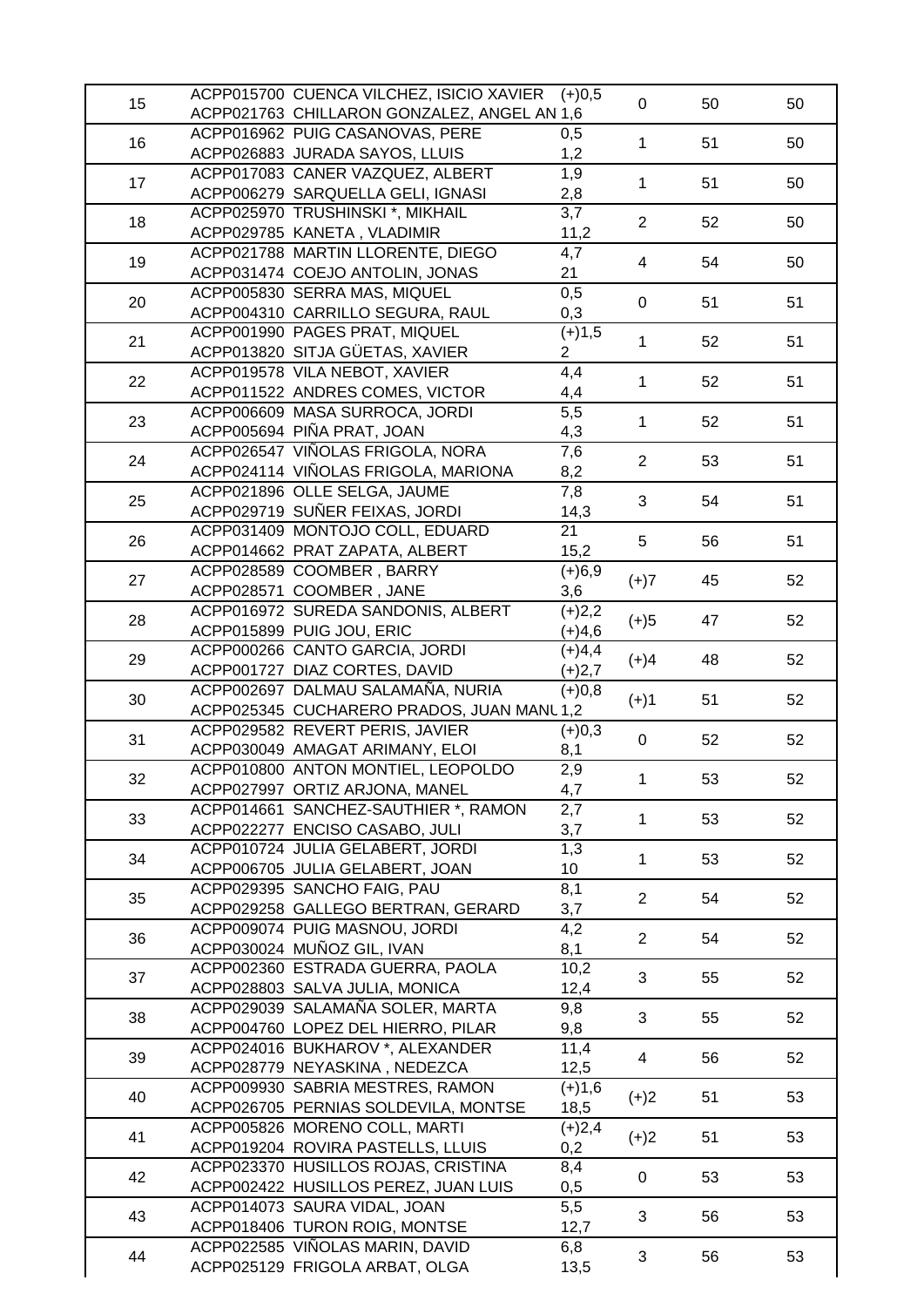| | | | | | |
|---|---|---|---|---|---|
| 15 | ACPP015700 CUENCA VILCHEZ, ISICIO XAVIER<br>ACPP021763 CHILLARON GONZALEZ, ANGEL AN | (+)0,5<br>1,6 | 0 | 50 | 50 |
| 16 | ACPP016962 PUIG CASANOVAS, PERE<br>ACPP026883 JURADA SAYOS, LLUIS | 0,5<br>1,2 | 1 | 51 | 50 |
| 17 | ACPP017083 CANER VAZQUEZ, ALBERT<br>ACPP006279 SARQUELLA GELI, IGNASI | 1,9<br>2,8 | 1 | 51 | 50 |
| 18 | ACPP025970 TRUSHINSKI *, MIKHAIL<br>ACPP029785 KANETA , VLADIMIR | 3,7<br>11,2 | 2 | 52 | 50 |
| 19 | ACPP021788 MARTIN LLORENTE, DIEGO<br>ACPP031474 COEJO ANTOLIN, JONAS | 4,7<br>21 | 4 | 54 | 50 |
| 20 | ACPP005830 SERRA MAS, MIQUEL<br>ACPP004310 CARRILLO SEGURA, RAUL | 0,5<br>0,3 | 0 | 51 | 51 |
| 21 | ACPP001990 PAGES PRAT, MIQUEL<br>ACPP013820 SITJA GÜETAS, XAVIER | (+)1,5<br>2 | 1 | 52 | 51 |
| 22 | ACPP019578 VILA NEBOT, XAVIER<br>ACPP011522 ANDRES COMES, VICTOR | 4,4<br>4,4 | 1 | 52 | 51 |
| 23 | ACPP006609 MASA SURROCA, JORDI<br>ACPP005694 PIÑA PRAT, JOAN | 5,5<br>4,3 | 1 | 52 | 51 |
| 24 | ACPP026547 VIÑOLAS FRIGOLA, NORA<br>ACPP024114 VIÑOLAS FRIGOLA, MARIONA | 7,6<br>8,2 | 2 | 53 | 51 |
| 25 | ACPP021896 OLLE SELGA, JAUME<br>ACPP029719 SUÑER FEIXAS, JORDI | 7,8<br>14,3 | 3 | 54 | 51 |
| 26 | ACPP031409 MONTOJO COLL, EDUARD<br>ACPP014662 PRAT ZAPATA, ALBERT | 21<br>15,2 | 5 | 56 | 51 |
| 27 | ACPP028589 COOMBER , BARRY<br>ACPP028571 COOMBER , JANE | (+)6,9<br>3,6 | (+)7 | 45 | 52 |
| 28 | ACPP016972 SUREDA SANDONIS, ALBERT<br>ACPP015899 PUIG JOU, ERIC | (+)2,2<br>(+)4,6 | (+)5 | 47 | 52 |
| 29 | ACPP000266 CANTO GARCIA, JORDI<br>ACPP001727 DIAZ CORTES, DAVID | (+)4,4<br>(+)2,7 | (+)4 | 48 | 52 |
| 30 | ACPP002697 DALMAU SALAMAÑA, NURIA<br>ACPP025345 CUCHARERO PRADOS, JUAN MANU | (+)0,8<br>1,2 | (+)1 | 51 | 52 |
| 31 | ACPP029582 REVERT PERIS, JAVIER<br>ACPP030049 AMAGAT ARIMANY, ELOI | (+)0,3<br>8,1 | 0 | 52 | 52 |
| 32 | ACPP010800 ANTON MONTIEL, LEOPOLDO<br>ACPP027997 ORTIZ ARJONA, MANEL | 2,9<br>4,7 | 1 | 53 | 52 |
| 33 | ACPP014661 SANCHEZ-SAUTHIER *, RAMON<br>ACPP022277 ENCISO CASABO, JULI | 2,7<br>3,7 | 1 | 53 | 52 |
| 34 | ACPP010724 JULIA GELABERT, JORDI<br>ACPP006705 JULIA GELABERT, JOAN | 1,3<br>10 | 1 | 53 | 52 |
| 35 | ACPP029395 SANCHO FAIG, PAU<br>ACPP029258 GALLEGO BERTRAN, GERARD | 8,1<br>3,7 | 2 | 54 | 52 |
| 36 | ACPP009074 PUIG MASNOU, JORDI<br>ACPP030024 MUÑOZ GIL, IVAN | 4,2<br>8,1 | 2 | 54 | 52 |
| 37 | ACPP002360 ESTRADA GUERRA, PAOLA<br>ACPP028803 SALVA JULIA, MONICA | 10,2<br>12,4 | 3 | 55 | 52 |
| 38 | ACPP029039 SALAMAÑA SOLER, MARTA<br>ACPP004760 LOPEZ DEL HIERRO, PILAR | 9,8<br>9,8 | 3 | 55 | 52 |
| 39 | ACPP024016 BUKHAROV *, ALEXANDER<br>ACPP028779 NEYASKINA , NEDEZCA | 11,4<br>12,5 | 4 | 56 | 52 |
| 40 | ACPP009930 SABRIA MESTRES, RAMON<br>ACPP026705 PERNIAS SOLDEVILA, MONTSE | (+)1,6<br>18,5 | (+)2 | 51 | 53 |
| 41 | ACPP005826 MORENO COLL, MARTI<br>ACPP019204 ROVIRA PASTELLS, LLUIS | (+)2,4<br>0,2 | (+)2 | 51 | 53 |
| 42 | ACPP023370 HUSILLOS ROJAS, CRISTINA<br>ACPP002422 HUSILLOS PEREZ, JUAN LUIS | 8,4<br>0,5 | 0 | 53 | 53 |
| 43 | ACPP014073 SAURA VIDAL, JOAN<br>ACPP018406 TURON ROIG, MONTSE | 5,5<br>12,7 | 3 | 56 | 53 |
| 44 | ACPP022585 VIÑOLAS MARIN, DAVID<br>ACPP025129 FRIGOLA ARBAT, OLGA | 6,8<br>13,5 | 3 | 56 | 53 |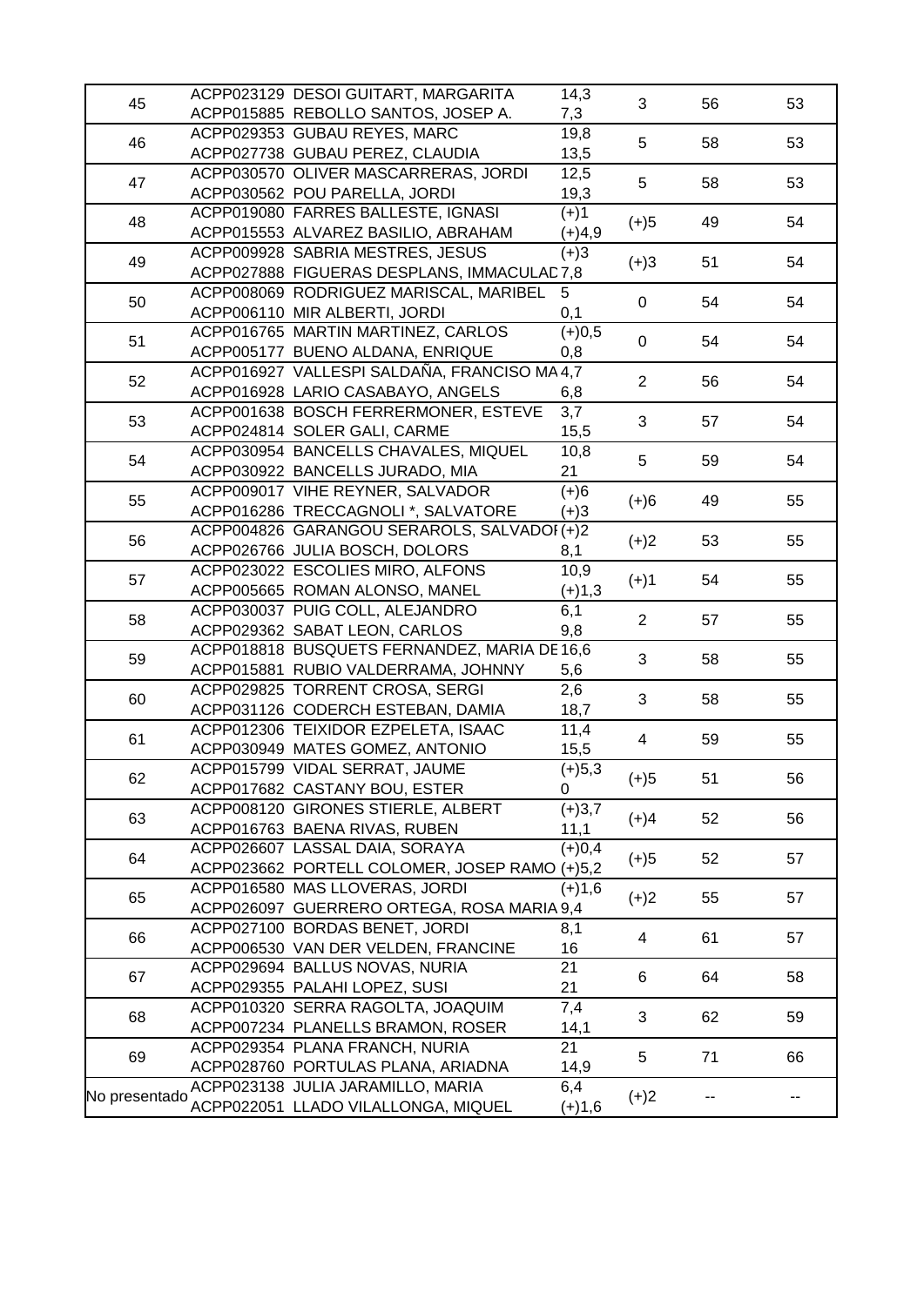| | | | | | |
|---|---|---|---|---|---|
| 45 | ACPP023129 DESOI GUITART, MARGARITA<br>ACPP015885 REBOLLO SANTOS, JOSEP A. | 14,3<br>7,3 | 3 | 56 | 53 |
| 46 | ACPP029353 GUBAU REYES, MARC<br>ACPP027738 GUBAU PEREZ, CLAUDIA | 19,8<br>13,5 | 5 | 58 | 53 |
| 47 | ACPP030570 OLIVER MASCARRERAS, JORDI<br>ACPP030562 POU PARELLA, JORDI | 12,5<br>19,3 | 5 | 58 | 53 |
| 48 | ACPP019080 FARRES BALLESTE, IGNASI<br>ACPP015553 ALVAREZ BASILIO, ABRAHAM | (+)1<br>(+)4,9 | (+)5 | 49 | 54 |
| 49 | ACPP009928 SABRIA MESTRES, JESUS<br>ACPP027888 FIGUERAS DESPLANS, IMMACULAD | (+)3<br>7,8 | (+)3 | 51 | 54 |
| 50 | ACPP008069 RODRIGUEZ MARISCAL, MARIBEL<br>ACPP006110 MIR ALBERTI, JORDI | 5<br>0,1 | 0 | 54 | 54 |
| 51 | ACPP016765 MARTIN MARTINEZ, CARLOS<br>ACPP005177 BUENO ALDANA, ENRIQUE | (+)0,5<br>0,8 | 0 | 54 | 54 |
| 52 | ACPP016927 VALLESPI SALDAÑA, FRANCISO MA<br>ACPP016928 LARIO CASABAYO, ANGELS | 4,7<br>6,8 | 2 | 56 | 54 |
| 53 | ACPP001638 BOSCH FERRERMONER, ESTEVE<br>ACPP024814 SOLER GALI, CARME | 3,7<br>15,5 | 3 | 57 | 54 |
| 54 | ACPP030954 BANCELLS CHAVALES, MIQUEL<br>ACPP030922 BANCELLS JURADO, MIA | 10,8<br>21 | 5 | 59 | 54 |
| 55 | ACPP009017 VIHE REYNER, SALVADOR<br>ACPP016286 TRECCAGNOLI *, SALVATORE | (+)6<br>(+)3 | (+)6 | 49 | 55 |
| 56 | ACPP004826 GARANGOU SERAROLS, SALVADOI<br>ACPP026766 JULIA BOSCH, DOLORS | (+)2<br>8,1 | (+)2 | 53 | 55 |
| 57 | ACPP023022 ESCOLIES MIRO, ALFONS<br>ACPP005665 ROMAN ALONSO, MANEL | 10,9<br>(+)1,3 | (+)1 | 54 | 55 |
| 58 | ACPP030037 PUIG COLL, ALEJANDRO<br>ACPP029362 SABAT LEON, CARLOS | 6,1<br>9,8 | 2 | 57 | 55 |
| 59 | ACPP018818 BUSQUETS FERNANDEZ, MARIA DE<br>ACPP015881 RUBIO VALDERRAMA, JOHNNY | 16,6<br>5,6 | 3 | 58 | 55 |
| 60 | ACPP029825 TORRENT CROSA, SERGI<br>ACPP031126 CODERCH ESTEBAN, DAMIA | 2,6<br>18,7 | 3 | 58 | 55 |
| 61 | ACPP012306 TEIXIDOR EZPELETA, ISAAC<br>ACPP030949 MATES GOMEZ, ANTONIO | 11,4<br>15,5 | 4 | 59 | 55 |
| 62 | ACPP015799 VIDAL SERRAT, JAUME<br>ACPP017682 CASTANY BOU, ESTER | (+)5,3<br>0 | (+)5 | 51 | 56 |
| 63 | ACPP008120 GIRONES STIERLE, ALBERT<br>ACPP016763 BAENA RIVAS, RUBEN | (+)3,7<br>11,1 | (+)4 | 52 | 56 |
| 64 | ACPP026607 LASSAL DAIA, SORAYA<br>ACPP023662 PORTELL COLOMER, JOSEP RAMO | (+)0,4<br>(+)5,2 | (+)5 | 52 | 57 |
| 65 | ACPP016580 MAS LLOVERAS, JORDI<br>ACPP026097 GUERRERO ORTEGA, ROSA MARIA | (+)1,6<br>9,4 | (+)2 | 55 | 57 |
| 66 | ACPP027100 BORDAS BENET, JORDI<br>ACPP006530 VAN DER VELDEN, FRANCINE | 8,1<br>16 | 4 | 61 | 57 |
| 67 | ACPP029694 BALLUS NOVAS, NURIA<br>ACPP029355 PALAHI LOPEZ, SUSI | 21<br>21 | 6 | 64 | 58 |
| 68 | ACPP010320 SERRA RAGOLTA, JOAQUIM<br>ACPP007234 PLANELLS BRAMON, ROSER | 7,4<br>14,1 | 3 | 62 | 59 |
| 69 | ACPP029354 PLANA FRANCH, NURIA<br>ACPP028760 PORTULAS PLANA, ARIADNA | 21<br>14,9 | 5 | 71 | 66 |
| No presentado | ACPP023138 JULIA JARAMILLO, MARIA<br>ACPP022051 LLADO VILALLONGA, MIQUEL | 6,4<br>(+)1,6 | (+)2 | -- | -- |